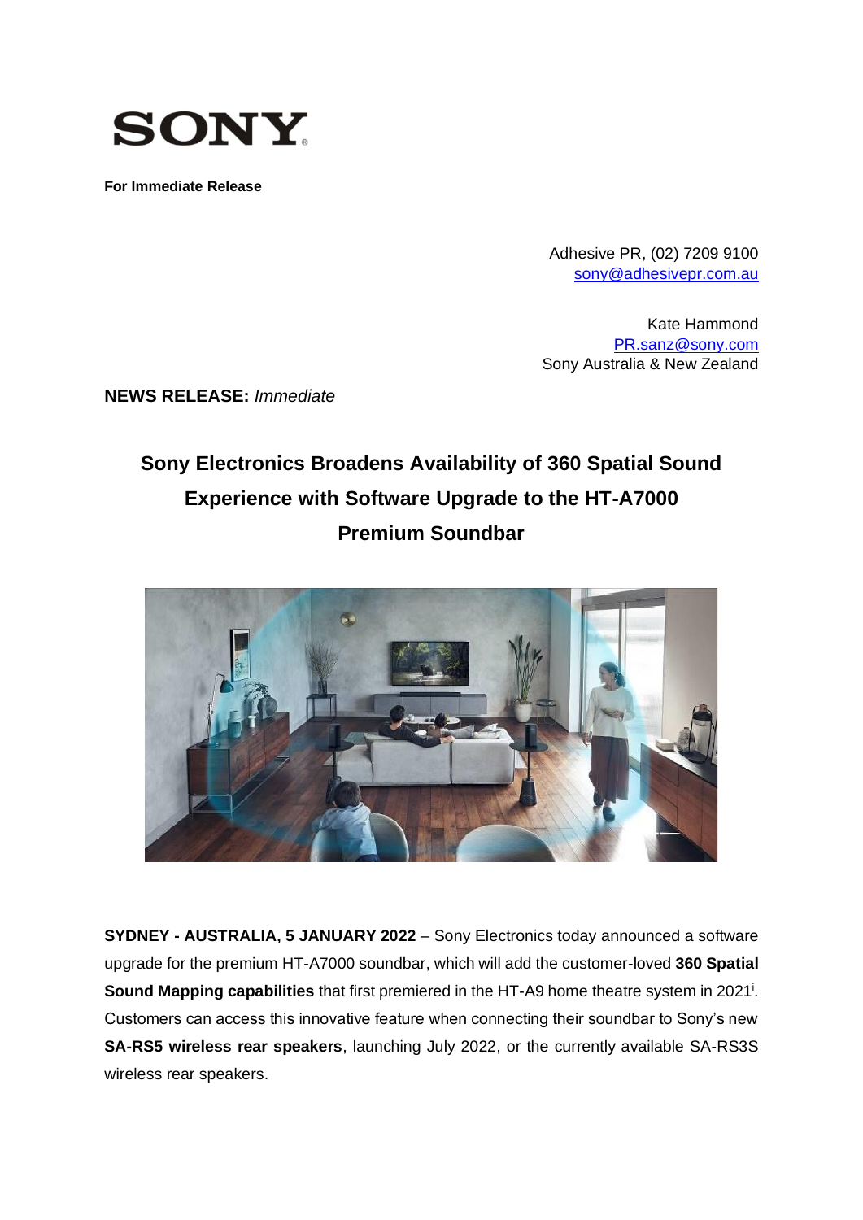**SONY**

**For Immediate Release**

Adhesive PR, (02) 7209 9100
sony@adhesivepr.com.au

Kate Hammond
PR.sanz@sony.com
Sony Australia & New Zealand

**NEWS RELEASE:** *Immediate*

# Sony Electronics Broadens Availability of 360 Spatial Sound Experience with Software Upgrade to the HT-A7000 Premium Soundbar

**SYDNEY - AUSTRALIA, 5 JANUARY 2022** – Sony Electronics today announced a software upgrade for the premium HT-A7000 soundbar, which will add the customer-loved **360 Spatial Sound Mapping capabilities** that first premiered in the HT-A9 home theatre system in 2021[i]. Customers can access this innovative feature when connecting their soundbar to Sony's new **SA-RS5 wireless rear speakers**, launching July 2022, or the currently available SA-RS3S wireless rear speakers.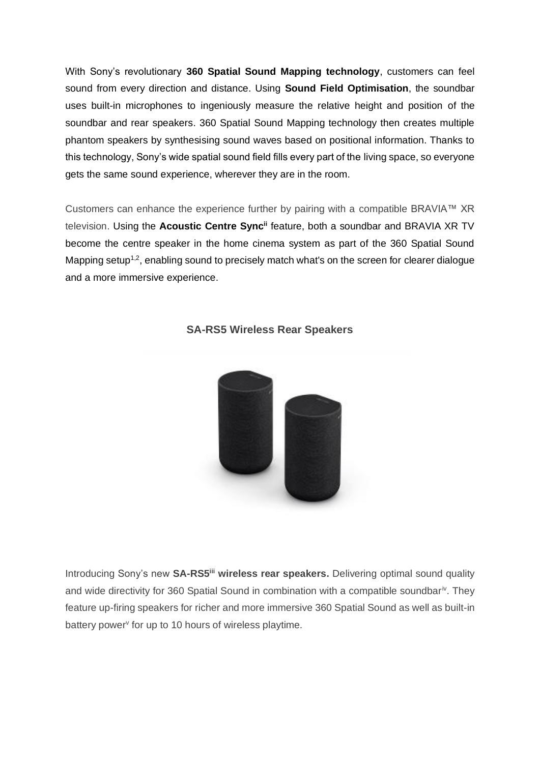With Sony's revolutionary **360 Spatial Sound Mapping technology**, customers can feel sound from every direction and distance. Using **Sound Field Optimisation**, the soundbar uses built-in microphones to ingeniously measure the relative height and position of the soundbar and rear speakers. 360 Spatial Sound Mapping technology then creates multiple phantom speakers by synthesising sound waves based on positional information. Thanks to this technology, Sony's wide spatial sound field fills every part of the living space, so everyone gets the same sound experience, wherever they are in the room.

Customers can enhance the experience further by pairing with a compatible BRAVIA™ XR television. Using the **Acoustic Centre Sync**[ii] feature, both a soundbar and BRAVIA XR TV become the centre speaker in the home cinema system as part of the 360 Spatial Sound Mapping setup[1,2], enabling sound to precisely match what's on the screen for clearer dialogue and a more immersive experience.

**SA-RS5 Wireless Rear Speakers**

Introducing Sony's new **SA-RS5**[iii] **wireless rear speakers.** Delivering optimal sound quality and wide directivity for 360 Spatial Sound in combination with a compatible soundbar[iv]. They feature up-firing speakers for richer and more immersive 360 Spatial Sound as well as built-in battery power[v] for up to 10 hours of wireless playtime.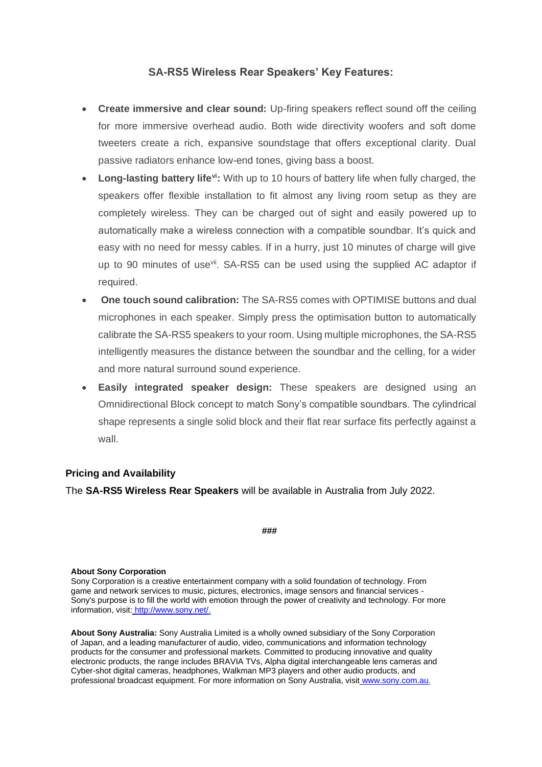## SA-RS5 Wireless Rear Speakers' Key Features:

- **Create immersive and clear sound:** Up-firing speakers reflect sound off the ceiling for more immersive overhead audio. Both wide directivity woofers and soft dome tweeters create a rich, expansive soundstage that offers exceptional clarity. Dual passive radiators enhance low-end tones, giving bass a boost.
- **Long-lasting battery life[vi]:** With up to 10 hours of battery life when fully charged, the speakers offer flexible installation to fit almost any living room setup as they are completely wireless. They can be charged out of sight and easily powered up to automatically make a wireless connection with a compatible soundbar. It's quick and easy with no need for messy cables. If in a hurry, just 10 minutes of charge will give up to 90 minutes of use[vii]. SA-RS5 can be used using the supplied AC adaptor if required.
- **One touch sound calibration:** The SA-RS5 comes with OPTIMISE buttons and dual microphones in each speaker. Simply press the optimisation button to automatically calibrate the SA-RS5 speakers to your room. Using multiple microphones, the SA-RS5 intelligently measures the distance between the soundbar and the celling, for a wider and more natural surround sound experience.
- **Easily integrated speaker design:** These speakers are designed using an Omnidirectional Block concept to match Sony's compatible soundbars. The cylindrical shape represents a single solid block and their flat rear surface fits perfectly against a wall.

### Pricing and Availability

The **SA-RS5 Wireless Rear Speakers** will be available in Australia from July 2022.

**###**

**About Sony Corporation**
Sony Corporation is a creative entertainment company with a solid foundation of technology. From game and network services to music, pictures, electronics, image sensors and financial services - Sony's purpose is to fill the world with emotion through the power of creativity and technology. For more information, visit: http://www.sony.net/.

**About Sony Australia:** Sony Australia Limited is a wholly owned subsidiary of the Sony Corporation of Japan, and a leading manufacturer of audio, video, communications and information technology products for the consumer and professional markets. Committed to producing innovative and quality electronic products, the range includes BRAVIA TVs, Alpha digital interchangeable lens cameras and Cyber-shot digital cameras, headphones, Walkman MP3 players and other audio products, and professional broadcast equipment. For more information on Sony Australia, visit www.sony.com.au.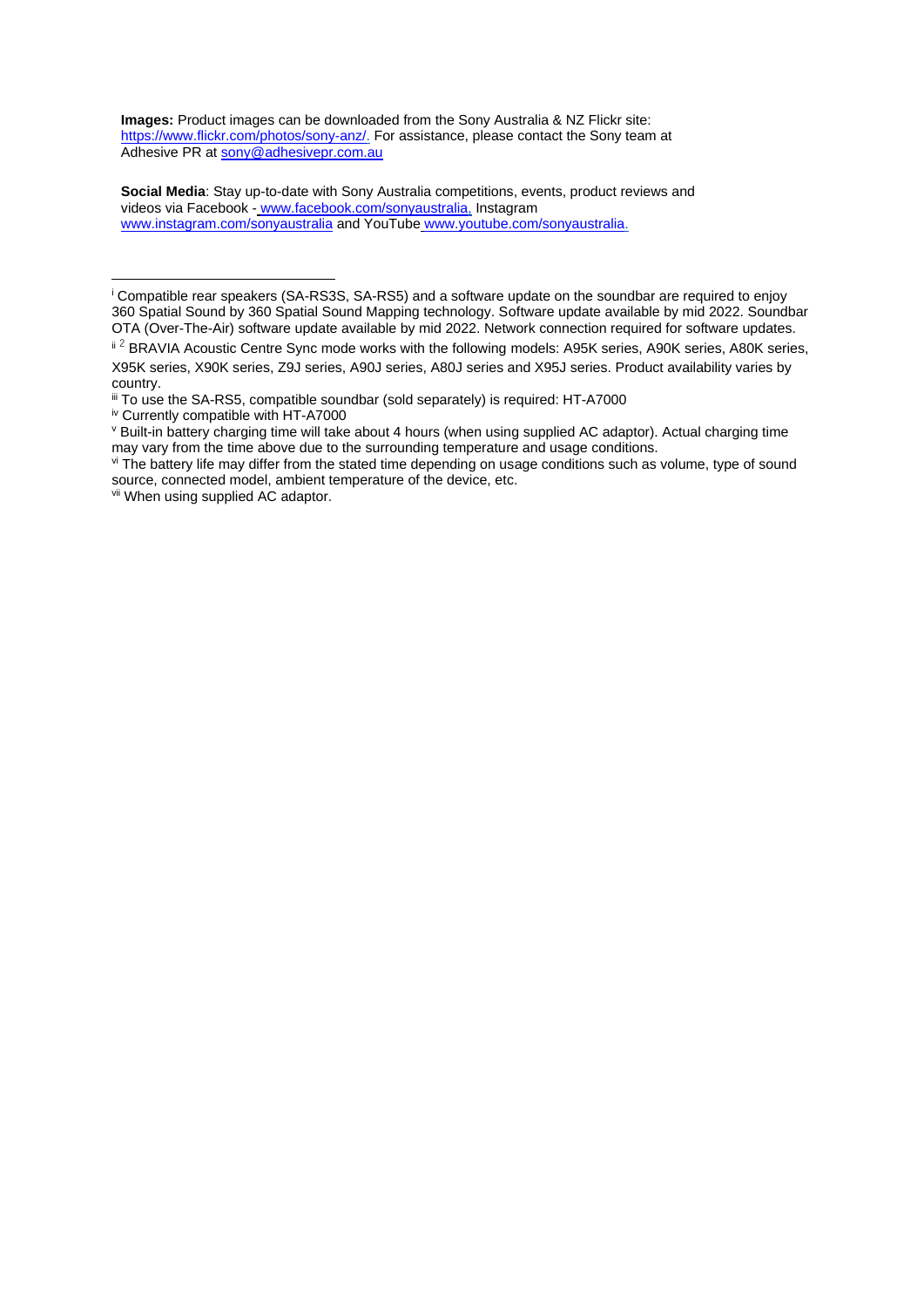**Images:** Product images can be downloaded from the Sony Australia & NZ Flickr site: https://www.flickr.com/photos/sony-anz/. For assistance, please contact the Sony team at Adhesive PR at sony@adhesivepr.com.au

**Social Media**: Stay up-to-date with Sony Australia competitions, events, product reviews and videos via Facebook - www.facebook.com/sonyaustralia, Instagram www.instagram.com/sonyaustralia and YouTube www.youtube.com/sonyaustralia.

---

[i] Compatible rear speakers (SA-RS3S, SA-RS5) and a software update on the soundbar are required to enjoy 360 Spatial Sound by 360 Spatial Sound Mapping technology. Software update available by mid 2022. Soundbar OTA (Over-The-Air) software update available by mid 2022. Network connection required for software updates.

[ii] [2] BRAVIA Acoustic Centre Sync mode works with the following models: A95K series, A90K series, A80K series, X95K series, X90K series, Z9J series, A90J series, A80J series and X95J series. Product availability varies by country.

[iii] To use the SA-RS5, compatible soundbar (sold separately) is required: HT-A7000

[iv] Currently compatible with HT-A7000

[v] Built-in battery charging time will take about 4 hours (when using supplied AC adaptor). Actual charging time may vary from the time above due to the surrounding temperature and usage conditions.

[vi] The battery life may differ from the stated time depending on usage conditions such as volume, type of sound source, connected model, ambient temperature of the device, etc.

[vii] When using supplied AC adaptor.